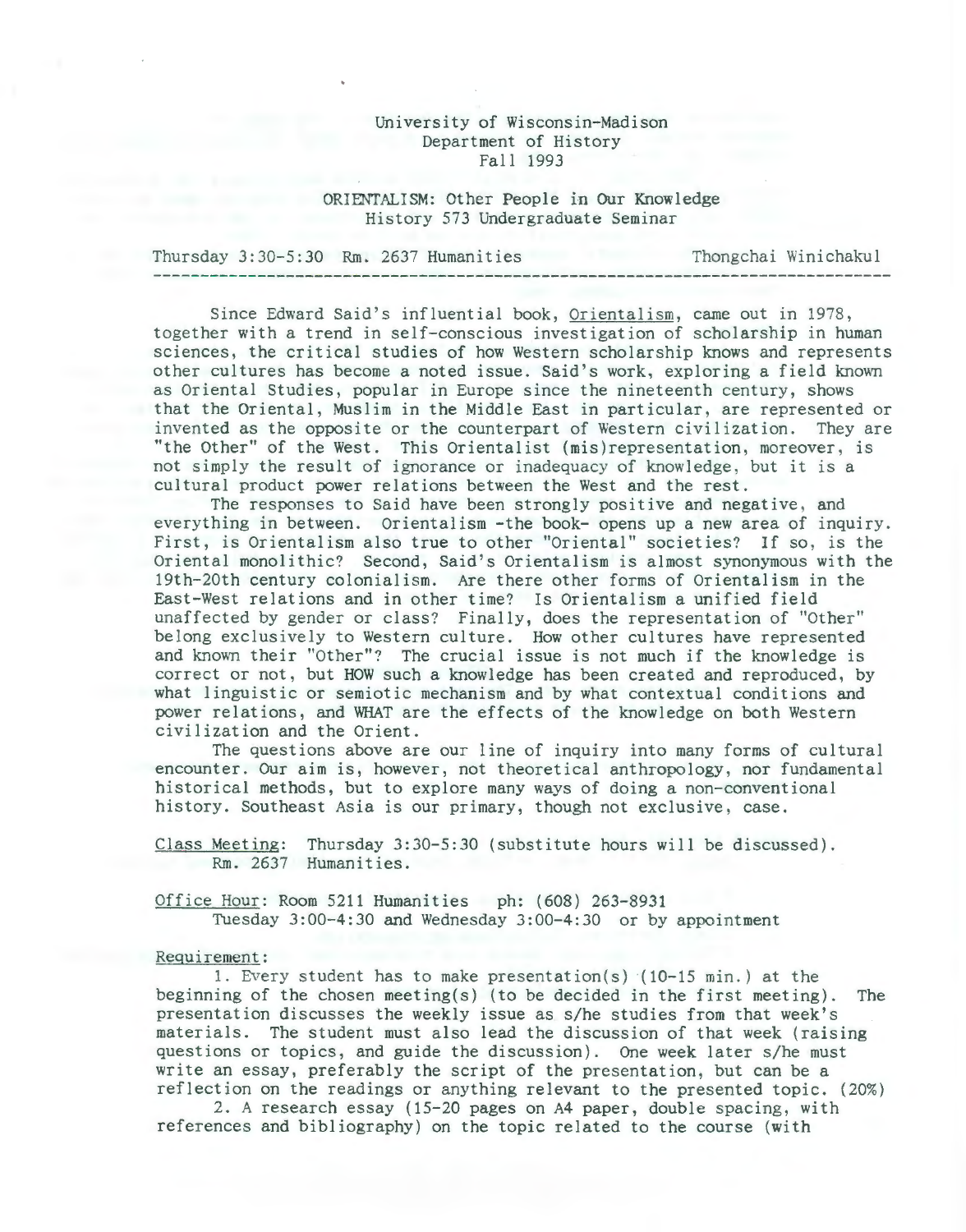University of Wisconsin-Madison
Department of History
Fall 1993

# ORIENTALISM: Other People in Our Knowledge
## History 573 Undergraduate Seminar

Thursday 3:30-5:30 Rm. 2637 Humanities — Thongchai Winichakul

---

Since Edward Said's influential book, Orientalism, came out in 1978, together with a trend in self-conscious investigation of scholarship in human sciences, the critical studies of how Western scholarship knows and represents other cultures has become a noted issue. Said's work, exploring a field known as Oriental Studies, popular in Europe since the nineteenth century, shows that the Oriental, Muslim in the Middle East in particular, are represented or invented as the opposite or the counterpart of Western civilization. They are "the Other" of the West. This Orientalist (mis)representation, moreover, is not simply the result of ignorance or inadequacy of knowledge, but it is a cultural product power relations between the West and the rest.

The responses to Said have been strongly positive and negative, and everything in between. Orientalism -the book- opens up a new area of inquiry. First, is Orientalism also true to other "Oriental" societies? If so, is the Oriental monolithic? Second, Said's Orientalism is almost synonymous with the 19th-20th century colonialism. Are there other forms of Orientalism in the East-West relations and in other time? Is Orientalism a unified field unaffected by gender or class? Finally, does the representation of "Other" belong exclusively to Western culture. How other cultures have represented and known their "Other"? The crucial issue is not much if the knowledge is correct or not, but HOW such a knowledge has been created and reproduced, by what linguistic or semiotic mechanism and by what contextual conditions and power relations, and WHAT are the effects of the knowledge on both Western civilization and the Orient.

The questions above are our line of inquiry into many forms of cultural encounter. Our aim is, however, not theoretical anthropology, nor fundamental historical methods, but to explore many ways of doing a non-conventional history. Southeast Asia is our primary, though not exclusive, case.

Class Meeting: Thursday 3:30-5:30 (substitute hours will be discussed). Rm. 2637 Humanities.

Office Hour: Room 5211 Humanities ph: (608) 263-8931
Tuesday 3:00-4:30 and Wednesday 3:00-4:30 or by appointment

Requirement:

1. Every student has to make presentation(s) (10-15 min.) at the beginning of the chosen meeting(s) (to be decided in the first meeting). The presentation discusses the weekly issue as s/he studies from that week's materials. The student must also lead the discussion of that week (raising questions or topics, and guide the discussion). One week later s/he must write an essay, preferably the script of the presentation, but can be a reflection on the readings or anything relevant to the presented topic. (20%)

2. A research essay (15-20 pages on A4 paper, double spacing, with references and bibliography) on the topic related to the course (with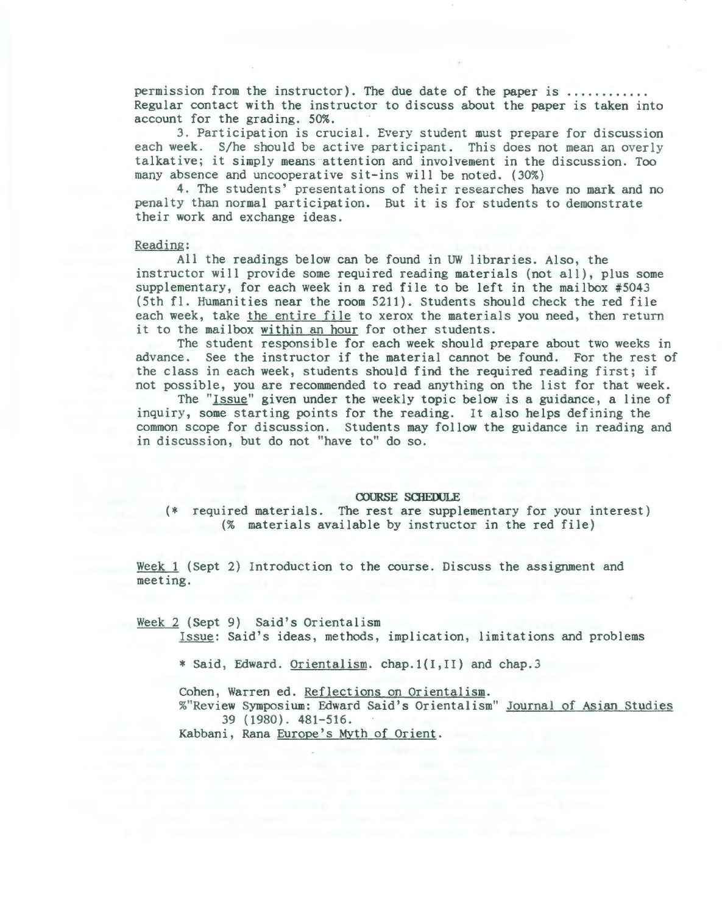permission from the instructor). The due date of the paper is ........... Regular contact with the instructor to discuss about the paper is taken into account for the grading. 50%.

3. Participation is crucial. Every student must prepare for discussion each week. S/he should be active participant. This does not mean an overly talkative; it simply means attention and involvement in the discussion. Too many absence and uncooperative sit-ins will be noted. (30%)

4. The students' presentations of their researches have no mark and no penalty than normal participation. But it is for students to demonstrate their work and exchange ideas.

Reading:

All the readings below can be found in UW libraries. Also, the instructor will provide some required reading materials (not all), plus some supplementary, for each week in a red file to be left in the mailbox #5043 (5th fl. Humanities near the room 5211). Students should check the red file each week, take the entire file to xerox the materials you need, then return it to the mailbox within an hour for other students.

The student responsible for each week should prepare about two weeks in advance. See the instructor if the material cannot be found. For the rest of the class in each week, students should find the required reading first; if not possible, you are recommended to read anything on the list for that week.

The "Issue" given under the weekly topic below is a guidance, a line of inquiry, some starting points for the reading. It also helps defining the common scope for discussion. Students may follow the guidance in reading and in discussion, but do not "have to" do so.

## COURSE SCHEDULE

(* required materials. The rest are supplementary for your interest)
(% materials available by instructor in the red file)

Week 1 (Sept 2) Introduction to the course. Discuss the assignment and meeting.

Week 2 (Sept 9) Said's Orientalism
Issue: Said's ideas, methods, implication, limitations and problems

* Said, Edward. Orientalism. chap.1(I,II) and chap.3

Cohen, Warren ed. Reflections on Orientalism.
%"Review Symposium: Edward Said's Orientalism" Journal of Asian Studies 39 (1980). 481-516.
Kabbani, Rana Europe's Myth of Orient.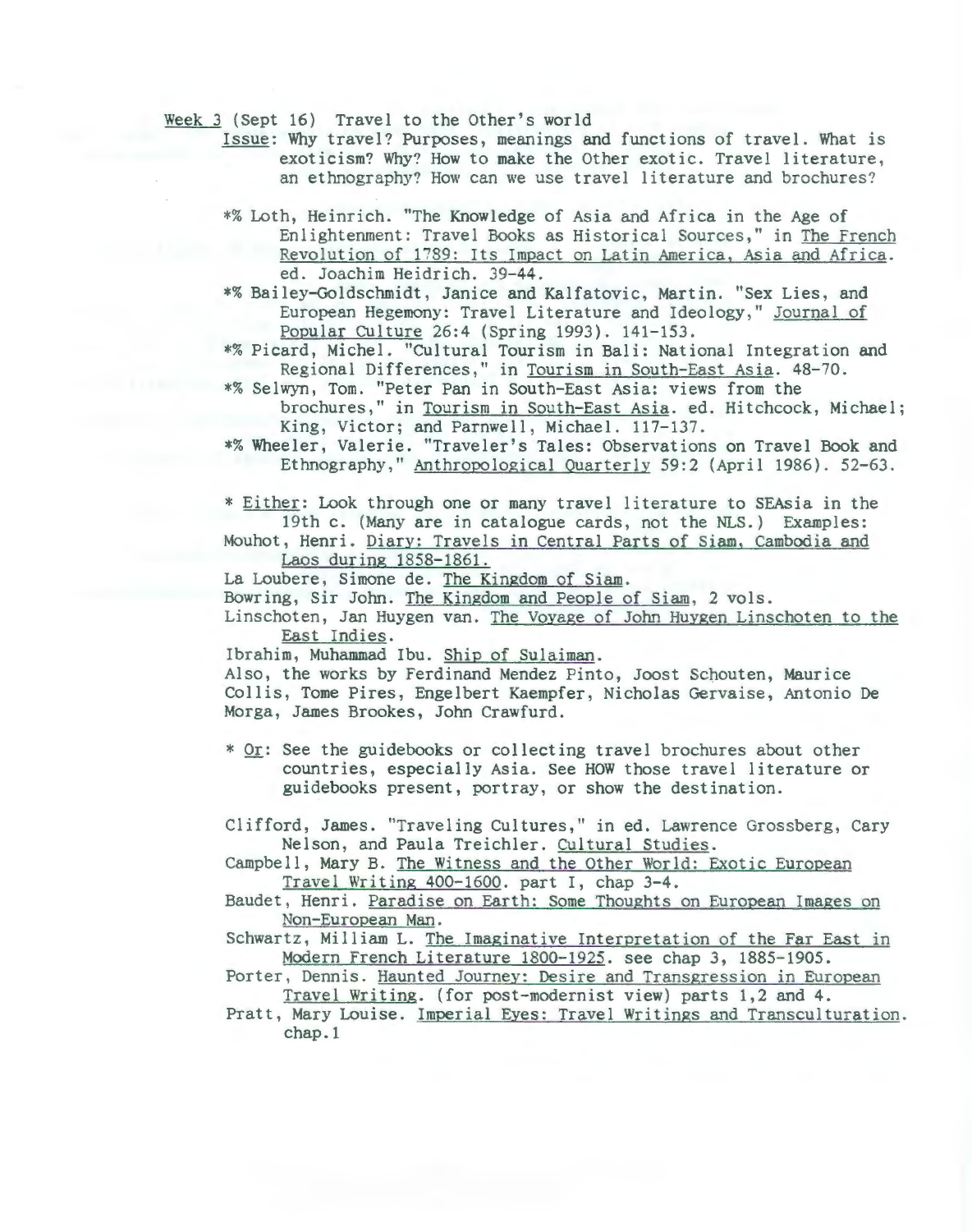Week 3 (Sept 16) Travel to the Other's world

Issue: Why travel? Purposes, meanings and functions of travel. What is exoticism? Why? How to make the Other exotic. Travel literature, an ethnography? How can we use travel literature and brochures?

*% Loth, Heinrich. "The Knowledge of Asia and Africa in the Age of Enlightenment: Travel Books as Historical Sources," in The French Revolution of 1789: Its Impact on Latin America, Asia and Africa. ed. Joachim Heidrich. 39-44.

*% Bailey-Goldschmidt, Janice and Kalfatovic, Martin. "Sex Lies, and European Hegemony: Travel Literature and Ideology," Journal of Popular Culture 26:4 (Spring 1993). 141-153.

*% Picard, Michel. "Cultural Tourism in Bali: National Integration and Regional Differences," in Tourism in South-East Asia. 48-70.

*% Selwyn, Tom. "Peter Pan in South-East Asia: views from the brochures," in Tourism in South-East Asia. ed. Hitchcock, Michael; King, Victor; and Parnwell, Michael. 117-137.

*% Wheeler, Valerie. "Traveler's Tales: Observations on Travel Book and Ethnography," Anthropological Quarterly 59:2 (April 1986). 52-63.

* Either: Look through one or many travel literature to SEAsia in the 19th c. (Many are in catalogue cards, not the NLS.) Examples:

Mouhot, Henri. Diary: Travels in Central Parts of Siam, Cambodia and Laos during 1858-1861.

La Loubere, Simone de. The Kingdom of Siam.

Bowring, Sir John. The Kingdom and People of Siam, 2 vols.

Linschoten, Jan Huygen van. The Voyage of John Huygen Linschoten to the East Indies.

Ibrahim, Muhammad Ibu. Ship of Sulaiman.

Also, the works by Ferdinand Mendez Pinto, Joost Schouten, Maurice Collis, Tome Pires, Engelbert Kaempfer, Nicholas Gervaise, Antonio De Morga, James Brookes, John Crawfurd.

* Or: See the guidebooks or collecting travel brochures about other countries, especially Asia. See HOW those travel literature or guidebooks present, portray, or show the destination.

Clifford, James. "Traveling Cultures," in ed. Lawrence Grossberg, Cary Nelson, and Paula Treichler. Cultural Studies.

Campbell, Mary B. The Witness and the Other World: Exotic European Travel Writing 400-1600. part I, chap 3-4.

Baudet, Henri. Paradise on Earth: Some Thoughts on European Images on Non-European Man.

Schwartz, Milliam L. The Imaginative Interpretation of the Far East in Modern French Literature 1800-1925. see chap 3, 1885-1905.

Porter, Dennis. Haunted Journey: Desire and Transgression in European Travel Writing. (for post-modernist view) parts 1,2 and 4.

Pratt, Mary Louise. Imperial Eyes: Travel Writings and Transculturation. chap.1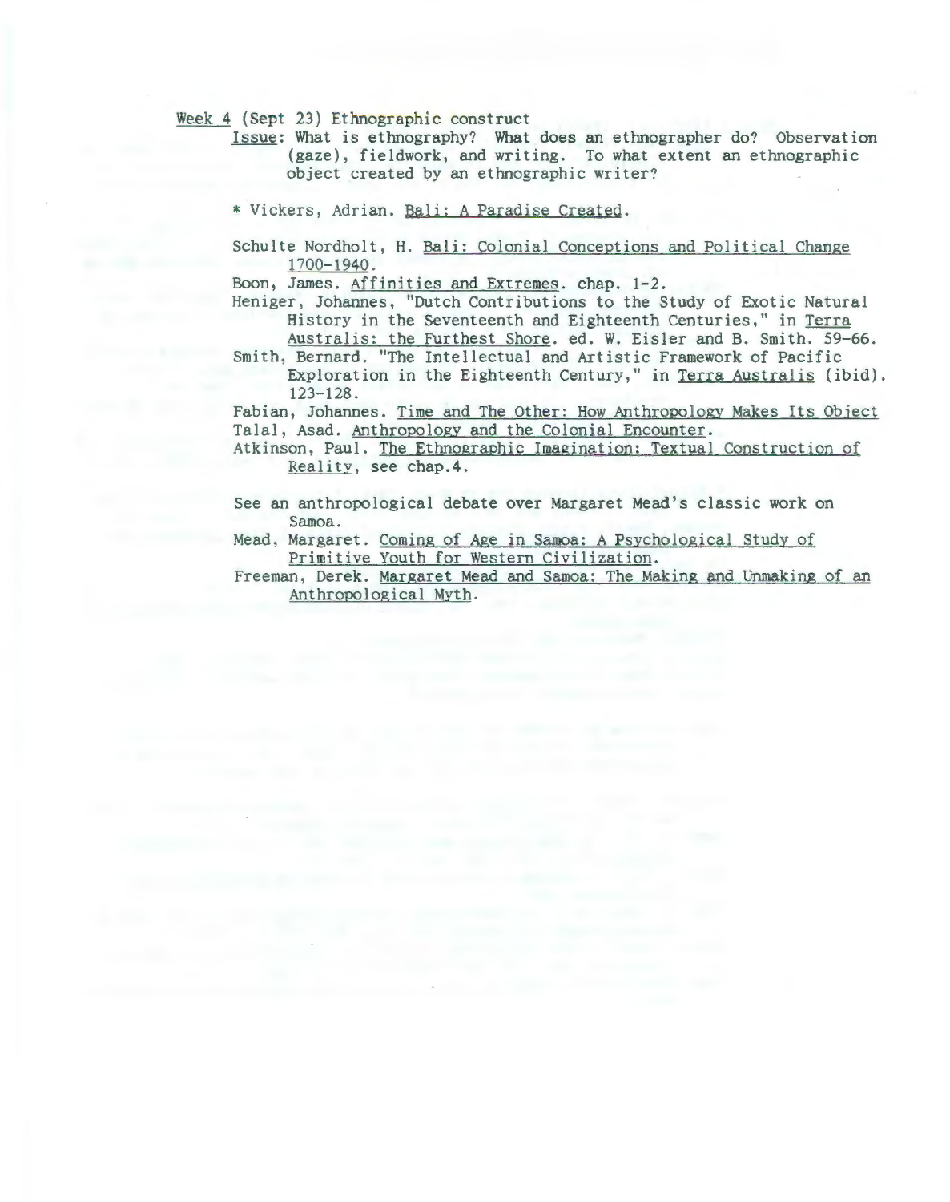Week 4 (Sept 23) Ethnographic construct

Issue: What is ethnography? What does an ethnographer do? Observation (gaze), fieldwork, and writing. To what extent an ethnographic object created by an ethnographic writer?

* Vickers, Adrian. Bali: A Paradise Created.

Schulte Nordholt, H. Bali: Colonial Conceptions and Political Change 1700-1940.

Boon, James. Affinities and Extremes. chap. 1-2.

Heniger, Johannes, "Dutch Contributions to the Study of Exotic Natural History in the Seventeenth and Eighteenth Centuries," in Terra Australis: the Furthest Shore. ed. W. Eisler and B. Smith. 59-66.

Smith, Bernard. "The Intellectual and Artistic Framework of Pacific Exploration in the Eighteenth Century," in Terra Australis (ibid). 123-128.

Fabian, Johannes. Time and The Other: How Anthropology Makes Its Object

Talal, Asad. Anthropology and the Colonial Encounter.

Atkinson, Paul. The Ethnographic Imagination: Textual Construction of Reality, see chap.4.

See an anthropological debate over Margaret Mead's classic work on Samoa.

Mead, Margaret. Coming of Age in Samoa: A Psychological Study of Primitive Youth for Western Civilization.

Freeman, Derek. Margaret Mead and Samoa: The Making and Unmaking of an Anthropological Myth.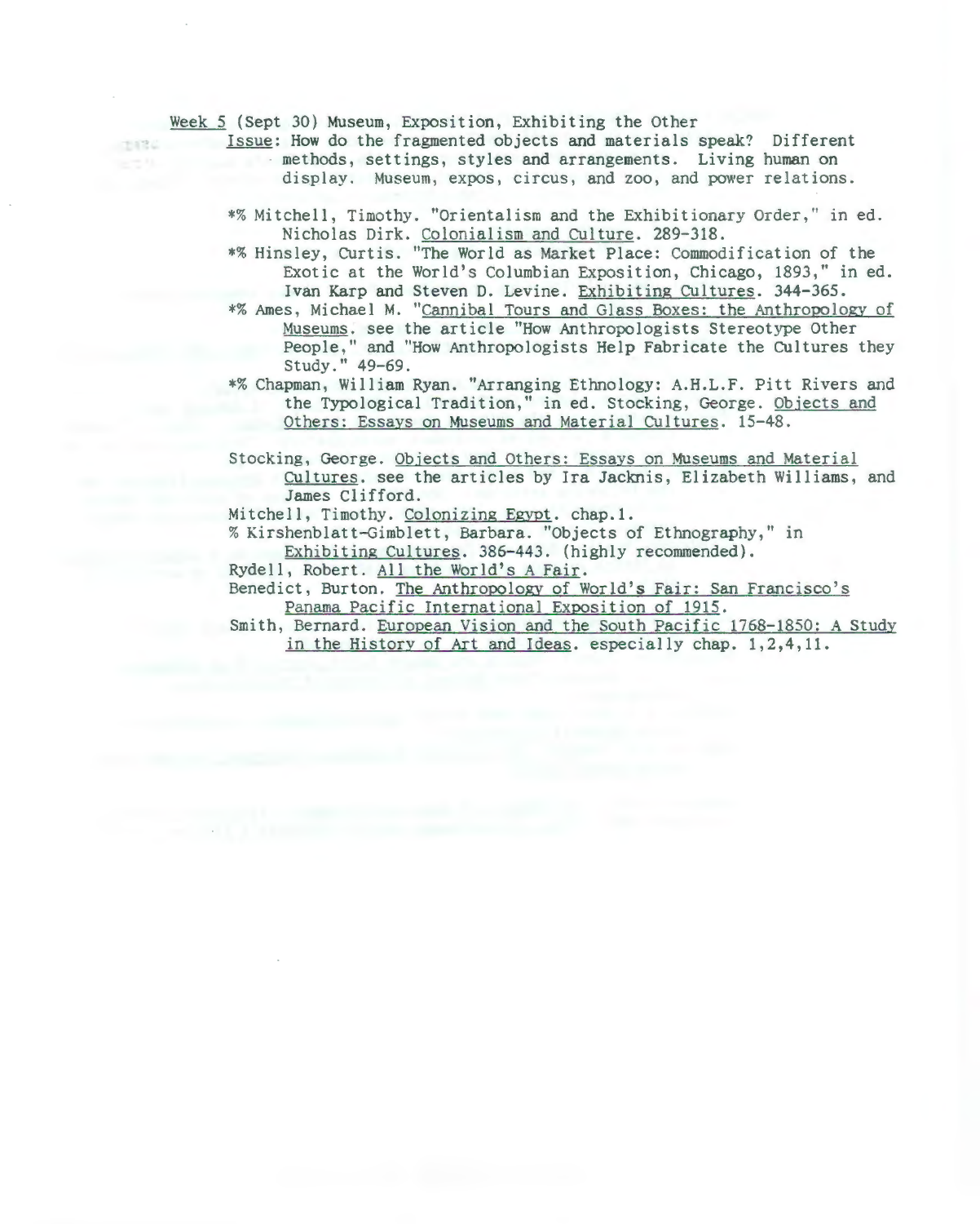Week 5 (Sept 30) Museum, Exposition, Exhibiting the Other

Issue: How do the fragmented objects and materials speak? Different methods, settings, styles and arrangements. Living human on display. Museum, expos, circus, and zoo, and power relations.

*% Mitchell, Timothy. "Orientalism and the Exhibitionary Order," in ed. Nicholas Dirk. Colonialism and Culture. 289-318.

*% Hinsley, Curtis. "The World as Market Place: Commodification of the Exotic at the World's Columbian Exposition, Chicago, 1893," in ed. Ivan Karp and Steven D. Levine. Exhibiting Cultures. 344-365.

*% Ames, Michael M. "Cannibal Tours and Glass Boxes: the Anthropology of Museums. see the article "How Anthropologists Stereotype Other People," and "How Anthropologists Help Fabricate the Cultures they Study." 49-69.

*% Chapman, William Ryan. "Arranging Ethnology: A.H.L.F. Pitt Rivers and the Typological Tradition," in ed. Stocking, George. Objects and Others: Essays on Museums and Material Cultures. 15-48.

Stocking, George. Objects and Others: Essays on Museums and Material Cultures. see the articles by Ira Jacknis, Elizabeth Williams, and James Clifford.

Mitchell, Timothy. Colonizing Egypt. chap.1.

% Kirshenblatt-Gimblett, Barbara. "Objects of Ethnography," in Exhibiting Cultures. 386-443. (highly recommended).

Rydell, Robert. All the World's A Fair.

Benedict, Burton. The Anthropology of World's Fair: San Francisco's Panama Pacific International Exposition of 1915.

Smith, Bernard. European Vision and the South Pacific 1768-1850: A Study in the History of Art and Ideas. especially chap. 1,2,4,11.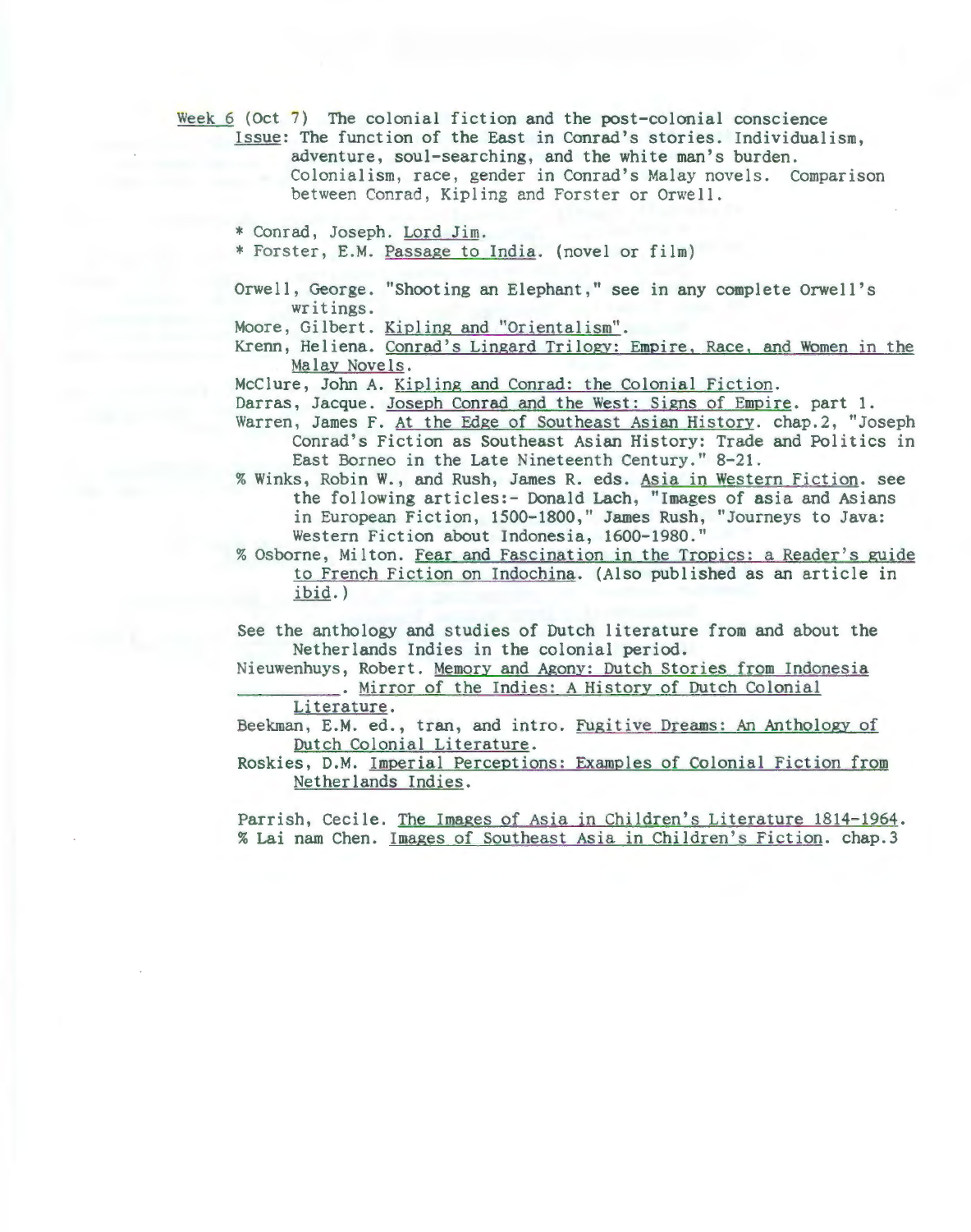Week 6 (Oct 7) The colonial fiction and the post-colonial conscience

Issue: The function of the East in Conrad's stories. Individualism, adventure, soul-searching, and the white man's burden. Colonialism, race, gender in Conrad's Malay novels. Comparison between Conrad, Kipling and Forster or Orwell.

* Conrad, Joseph. Lord Jim.
* Forster, E.M. Passage to India. (novel or film)

Orwell, George. "Shooting an Elephant," see in any complete Orwell's writings.

Moore, Gilbert. Kipling and "Orientalism".

Krenn, Heliena. Conrad's Lingard Trilogy: Empire, Race, and Women in the Malay Novels.

McClure, John A. Kipling and Conrad: the Colonial Fiction.

Darras, Jacque. Joseph Conrad and the West: Signs of Empire. part 1.

Warren, James F. At the Edge of Southeast Asian History. chap.2, "Joseph Conrad's Fiction as Southeast Asian History: Trade and Politics in East Borneo in the Late Nineteenth Century." 8-21.

% Winks, Robin W., and Rush, James R. eds. Asia in Western Fiction. see the following articles:- Donald Lach, "Images of asia and Asians in European Fiction, 1500-1800," James Rush, "Journeys to Java: Western Fiction about Indonesia, 1600-1980."

% Osborne, Milton. Fear and Fascination in the Tropics: a Reader's guide to French Fiction on Indochina. (Also published as an article in ibid.)

See the anthology and studies of Dutch literature from and about the Netherlands Indies in the colonial period.

Nieuwenhuys, Robert. Memory and Agony: Dutch Stories from Indonesia

\_\_\_\_\_\_\_\_\_\_. Mirror of the Indies: A History of Dutch Colonial Literature.

Beekman, E.M. ed., tran, and intro. Fugitive Dreams: An Anthology of Dutch Colonial Literature.

Roskies, D.M. Imperial Perceptions: Examples of Colonial Fiction from Netherlands Indies.

Parrish, Cecile. The Images of Asia in Children's Literature 1814-1964.

% Lai nam Chen. Images of Southeast Asia in Children's Fiction. chap.3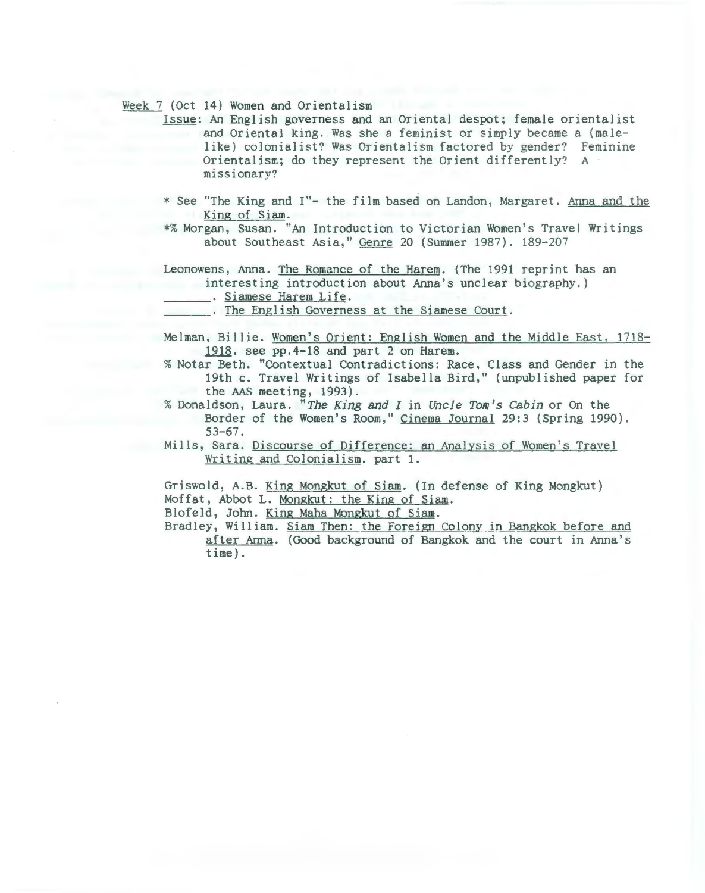Week 7 (Oct 14) Women and Orientalism

Issue: An English governess and an Oriental despot; female orientalist and Oriental king. Was she a feminist or simply became a (male-like) colonialist? Was Orientalism factored by gender? Feminine Orientalism; do they represent the Orient differently? A missionary?

\* See "The King and I"- the film based on Landon, Margaret. Anna and the King of Siam.

\*% Morgan, Susan. "An Introduction to Victorian Women's Travel Writings about Southeast Asia," Genre 20 (Summer 1987). 189-207

Leonowens, Anna. The Romance of the Harem. (The 1991 reprint has an interesting introduction about Anna's unclear biography.)

\_\_\_\_\_\_\_. Siamese Harem Life.

\_\_\_\_\_\_\_. The English Governess at the Siamese Court.

Melman, Billie. Women's Orient: English Women and the Middle East, 1718-1918. see pp.4-18 and part 2 on Harem.

% Notar Beth. "Contextual Contradictions: Race, Class and Gender in the 19th c. Travel Writings of Isabella Bird," (unpublished paper for the AAS meeting, 1993).

% Donaldson, Laura. "*The King and I* in *Uncle Tom's Cabin* or On the Border of the Women's Room," Cinema Journal 29:3 (Spring 1990). 53-67.

Mills, Sara. Discourse of Difference: an Analysis of Women's Travel Writing and Colonialism. part 1.

Griswold, A.B. King Mongkut of Siam. (In defense of King Mongkut)

Moffat, Abbot L. Mongkut: the King of Siam.

Blofeld, John. King Maha Mongkut of Siam.

Bradley, William. Siam Then: the Foreign Colony in Bangkok before and after Anna. (Good background of Bangkok and the court in Anna's time).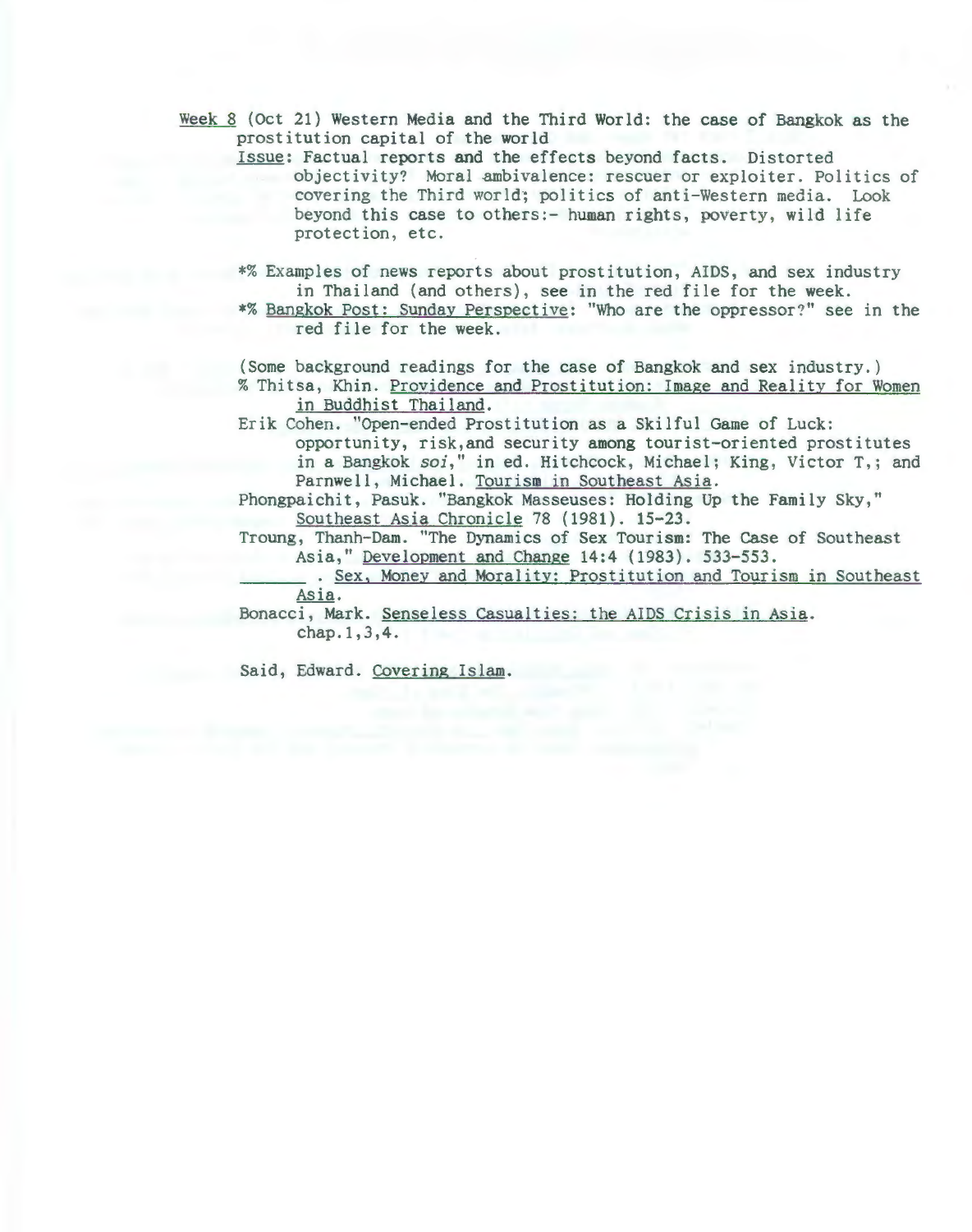Week 8 (Oct 21) Western Media and the Third World: the case of Bangkok as the prostitution capital of the world

Issue: Factual reports and the effects beyond facts. Distorted objectivity? Moral ambivalence: rescuer or exploiter. Politics of covering the Third world; politics of anti-Western media. Look beyond this case to others:- human rights, poverty, wild life protection, etc.

*% Examples of news reports about prostitution, AIDS, and sex industry in Thailand (and others), see in the red file for the week.

*% Bangkok Post: Sunday Perspective: "Who are the oppressor?" see in the red file for the week.

(Some background readings for the case of Bangkok and sex industry.)

% Thitsa, Khin. Providence and Prostitution: Image and Reality for Women in Buddhist Thailand.

Erik Cohen. "Open-ended Prostitution as a Skilful Game of Luck: opportunity, risk,and security among tourist-oriented prostitutes in a Bangkok *soi*," in ed. Hitchcock, Michael; King, Victor T,; and Parnwell, Michael. Tourism in Southeast Asia.

Phongpaichit, Pasuk. "Bangkok Masseuses: Holding Up the Family Sky," Southeast Asia Chronicle 78 (1981). 15-23.

Troung, Thanh-Dam. "The Dynamics of Sex Tourism: The Case of Southeast Asia," Development and Change 14:4 (1983). 533-553.

\_\_\_\_\_\_\_ . Sex, Money and Morality: Prostitution and Tourism in Southeast Asia.

Bonacci, Mark. Senseless Casualties: the AIDS Crisis in Asia. chap.1,3,4.

Said, Edward. Covering Islam.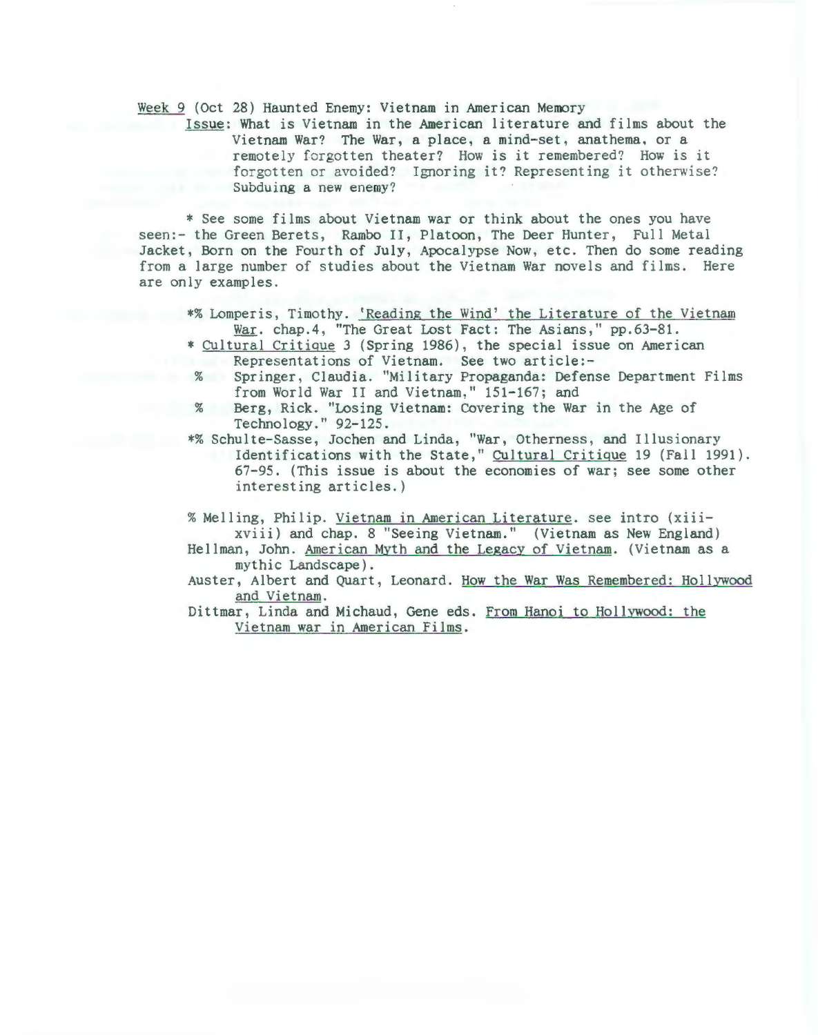<u>Week 9</u> (Oct 28) Haunted Enemy: Vietnam in American Memory

<u>Issue</u>: What is Vietnam in the American literature and films about the Vietnam War? The War, a place, a mind-set, anathema, or a remotely forgotten theater? How is it remembered? How is it forgotten or avoided? Ignoring it? Representing it otherwise? Subduing a new enemy?

* See some films about Vietnam war or think about the ones you have seen:- the Green Berets, Rambo II, Platoon, The Deer Hunter, Full Metal Jacket, Born on the Fourth of July, Apocalypse Now, etc. Then do some reading from a large number of studies about the Vietnam War novels and films. Here are only examples.

*% Lomperis, Timothy. <u>'Reading the Wind' the Literature of the Vietnam War</u>. chap.4, "The Great Lost Fact: The Asians," pp.63-81.

* <u>Cultural Critique</u> 3 (Spring 1986), the special issue on American Representations of Vietnam. See two article:-

% Springer, Claudia. "Military Propaganda: Defense Department Films from World War II and Vietnam," 151-167; and

% Berg, Rick. "Losing Vietnam: Covering the War in the Age of Technology." 92-125.

*% Schulte-Sasse, Jochen and Linda, "War, Otherness, and Illusionary Identifications with the State," <u>Cultural Critique</u> 19 (Fall 1991). 67-95. (This issue is about the economies of war; see some other interesting articles.)

% Melling, Philip. <u>Vietnam in American Literature</u>. see intro (xiii-xviii) and chap. 8 "Seeing Vietnam." (Vietnam as New England)

Hellman, John. <u>American Myth and the Legacy of Vietnam</u>. (Vietnam as a mythic Landscape).

Auster, Albert and Quart, Leonard. <u>How the War Was Remembered: Hollywood and Vietnam</u>.

Dittmar, Linda and Michaud, Gene eds. <u>From Hanoi to Hollywood: the Vietnam war in American Films</u>.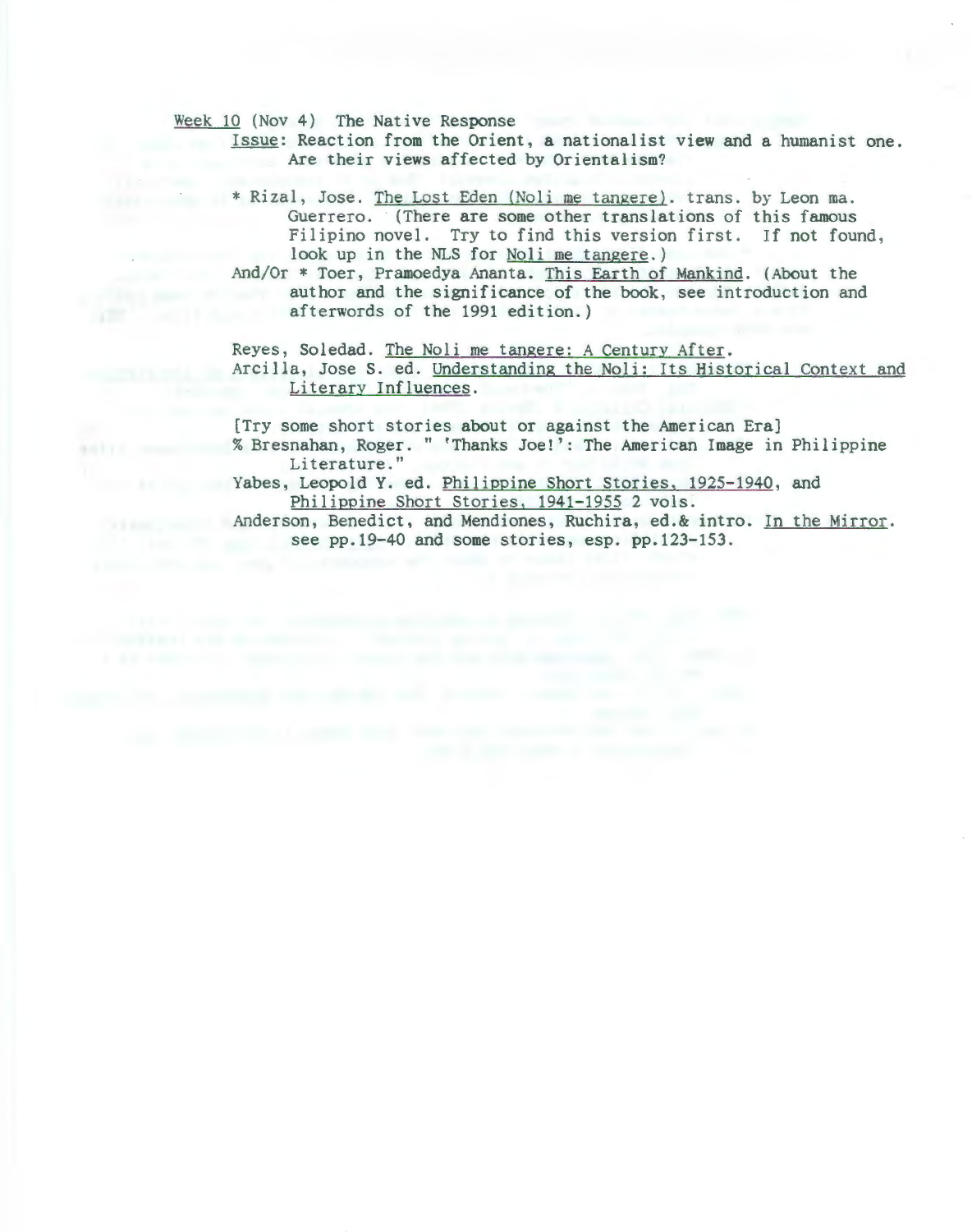Week 10 (Nov 4) The Native Response

Issue: Reaction from the Orient, a nationalist view and a humanist one. Are their views affected by Orientalism?

* Rizal, Jose. The Lost Eden (Noli me tangere). trans. by Leon ma. Guerrero. (There are some other translations of this famous Filipino novel. Try to find this version first. If not found, look up in the NLS for Noli me tangere.)

And/Or * Toer, Pramoedya Ananta. This Earth of Mankind. (About the author and the significance of the book, see introduction and afterwords of the 1991 edition.)

Reyes, Soledad. The Noli me tangere: A Century After.

Arcilla, Jose S. ed. Understanding the Noli: Its Historical Context and Literary Influences.

[Try some short stories about or against the American Era]

% Bresnahan, Roger. " 'Thanks Joe!': The American Image in Philippine Literature."

Yabes, Leopold Y. ed. Philippine Short Stories, 1925-1940, and Philippine Short Stories, 1941-1955 2 vols.

Anderson, Benedict, and Mendiones, Ruchira, ed.& intro. In the Mirror. see pp.19-40 and some stories, esp. pp.123-153.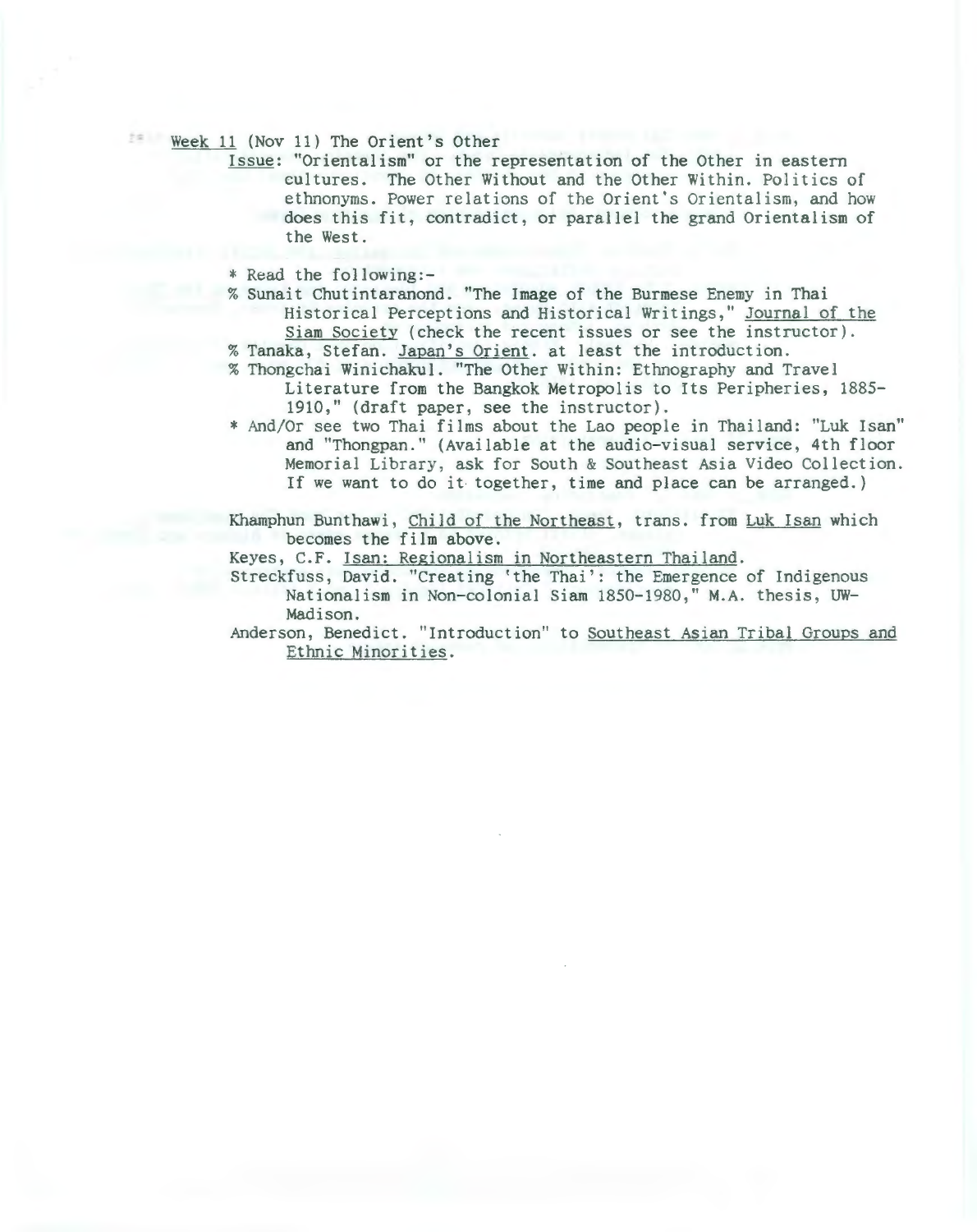Week 11 (Nov 11) The Orient's Other

Issue: "Orientalism" or the representation of the Other in eastern cultures. The Other Without and the Other Within. Politics of ethnonyms. Power relations of the Orient's Orientalism, and how does this fit, contradict, or parallel the grand Orientalism of the West.

* Read the following:-

% Sunait Chutintaranond. "The Image of the Burmese Enemy in Thai Historical Perceptions and Historical Writings," Journal of the Siam Society (check the recent issues or see the instructor).

% Tanaka, Stefan. Japan's Orient. at least the introduction.

% Thongchai Winichakul. "The Other Within: Ethnography and Travel Literature from the Bangkok Metropolis to Its Peripheries, 1885-1910," (draft paper, see the instructor).

* And/Or see two Thai films about the Lao people in Thailand: "Luk Isan" and "Thongpan." (Available at the audio-visual service, 4th floor Memorial Library, ask for South & Southeast Asia Video Collection. If we want to do it together, time and place can be arranged.)

Khamphun Bunthawi, Child of the Northeast, trans. from Luk Isan which becomes the film above.

Keyes, C.F. Isan: Regionalism in Northeastern Thailand.

Streckfuss, David. "Creating 'the Thai': the Emergence of Indigenous Nationalism in Non-colonial Siam 1850-1980," M.A. thesis, UW-Madison.

Anderson, Benedict. "Introduction" to Southeast Asian Tribal Groups and Ethnic Minorities.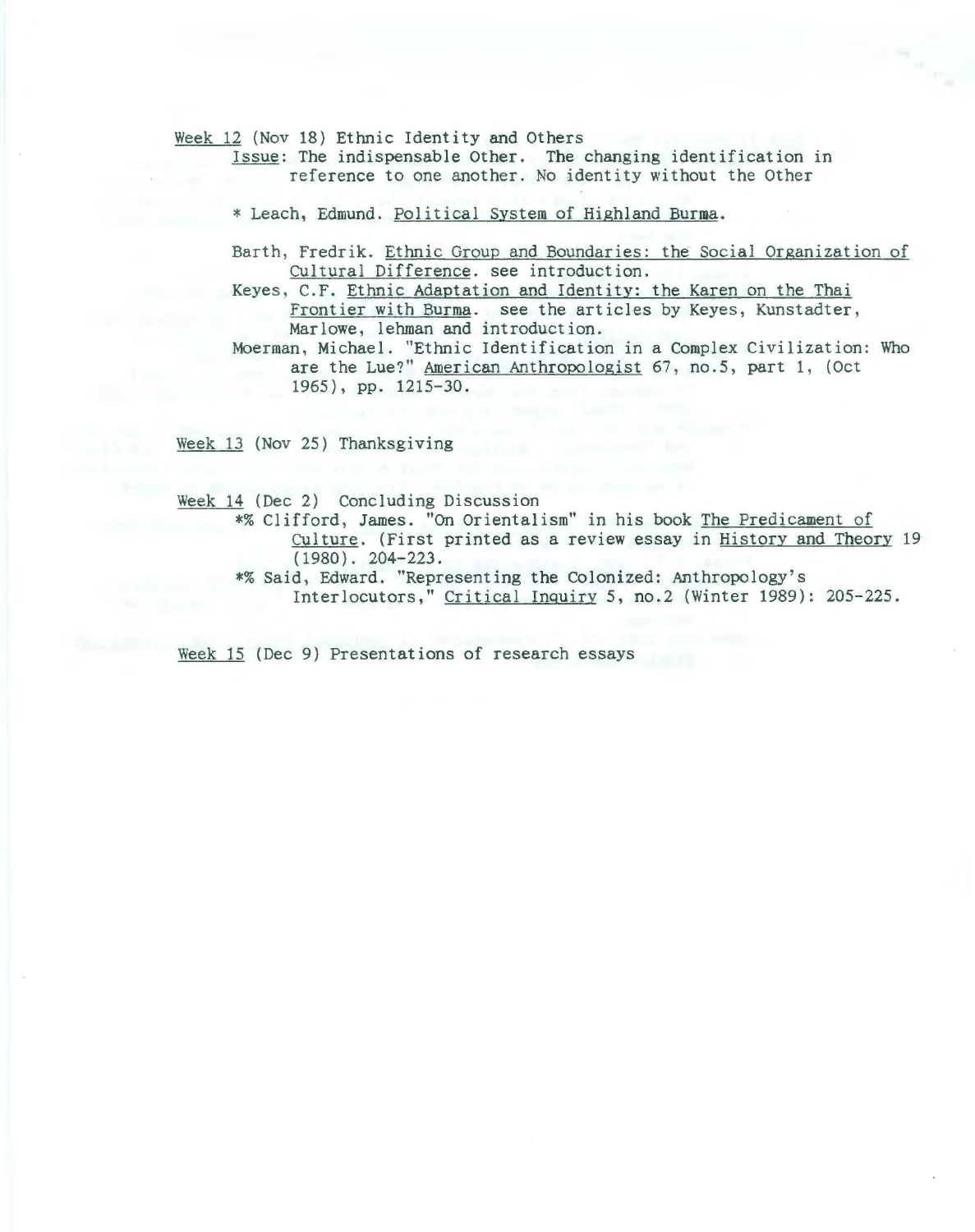Week 12 (Nov 18) Ethnic Identity and Others

Issue: The indispensable Other. The changing identification in reference to one another. No identity without the Other

* Leach, Edmund. Political System of Highland Burma.

Barth, Fredrik. Ethnic Group and Boundaries: the Social Organization of Cultural Difference. see introduction.

Keyes, C.F. Ethnic Adaptation and Identity: the Karen on the Thai Frontier with Burma. see the articles by Keyes, Kunstadter, Marlowe, lehman and introduction.

Moerman, Michael. "Ethnic Identification in a Complex Civilization: Who are the Lue?" American Anthropologist 67, no.5, part 1, (Oct 1965), pp. 1215-30.

Week 13 (Nov 25) Thanksgiving

Week 14 (Dec 2) Concluding Discussion

*% Clifford, James. "On Orientalism" in his book The Predicament of Culture. (First printed as a review essay in History and Theory 19 (1980). 204-223.

*% Said, Edward. "Representing the Colonized: Anthropology's Interlocutors," Critical Inquiry 5, no.2 (Winter 1989): 205-225.

Week 15 (Dec 9) Presentations of research essays